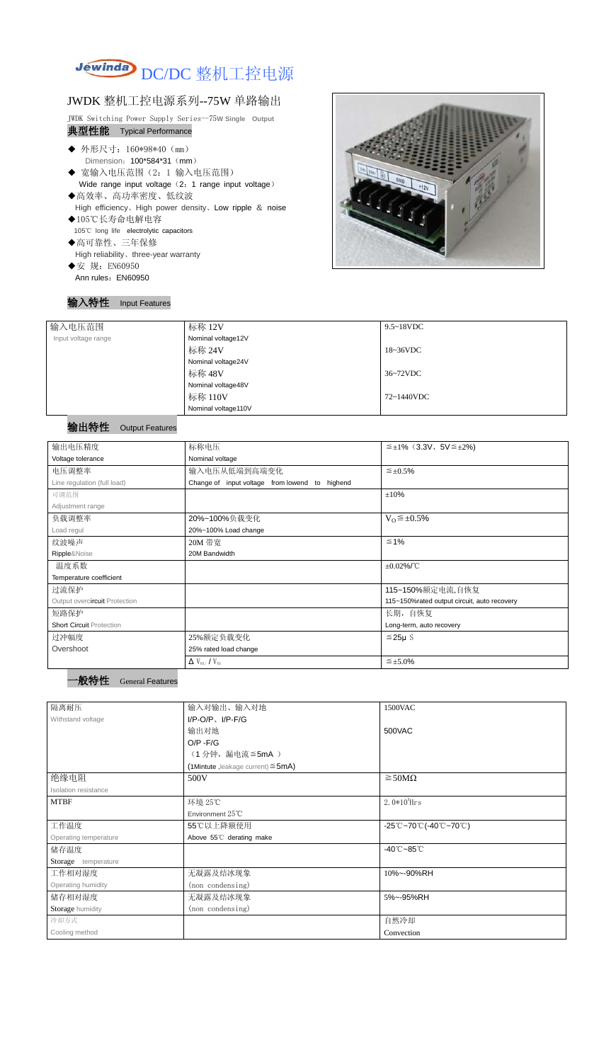# Jewinda DC/DC 整机工控电源

## JWDK 整机工控电源系列--75W 单路输出

JWDK Switching Power Supply Series--75W Single Output

### 典型性能 Typical Performance

- ◆ 外形尺寸：160*98*40（mm）
  Dimension：100*584*31（mm）
- ◆ 宽输入电压范围（2：1 输入电压范围）
  Wide range input voltage（2：1 range input voltage）
- ◆高效率、高功率密度、低纹波
  High efficiency、High power density、Low ripple & noise
- ◆105℃长寿命电解电容
  105℃ long life electrolytic capacitors
- ◆高可靠性、三年保修
  High reliability、three-year warranty
- ◆安 规：EN60950
  Ann rules：EN60950

### 输入特性 Input Features

| 输入电压范围<br>Input voltage range | 标称 12V<br>Nominal voltage12V | 9.5~18VDC |
|---|---|---|
| | 标称 24V<br>Nominal voltage24V | 18~36VDC |
| | 标称 48V<br>Nominal voltage48V | 36~72VDC |
| | 标称 110V<br>Nominal voltage110V | 72~1440VDC |

### 输出特性 Output Features

| 输出电压精度<br>Voltage tolerance | 标称电压<br>Nominal voltage | ≦±1%（3.3V、5V≦±2%) |
|---|---|---|
| 电压调整率<br>Line regulation (full load) | 输入电压从低端到高端变化<br>Change of input voltage from lowend to highend | ≦±0.5% |
| 可调范围<br>Adjustment range | | ±10% |
| 负载调整率<br>Load regul | 20%~100%负载变化<br>20%~100% Load change | $V_O$≦±0.5% |
| 纹波噪声<br>Ripple&Noise | 20M 带宽<br>20M Bandwidth | ≦1% |
| 温度系数<br>Temperature coefficient | | ±0.02%/℃ |
| 过流保护<br>Output overcircuit Protection | | 115~150%额定电流,自恢复<br>115~150%rated output circuit, auto recovery |
| 短路保护<br>Short Circuit Protection | | 长期，自恢复<br>Long-term, auto recovery |
| 过冲幅度<br>Overshoot | 25%额定负载变化<br>25% rated load change | ≦25μ S |
| | $\Delta V_{01}/V_{01}$ | ≦±5.0% |

### 一般特性 General Features

| 隔离耐压<br>Withstand voltage | 输入对输出、输入对地<br>I/P-O/P、I/P-F/G | 1500VAC |
|---|---|---|
| | 输出对地<br>O/P -F/G<br>（1 分钟，漏电流≦5mA ）<br>(1Mintute ,leakage current)≦5mA) | 500VAC |
| 绝缘电阻<br>Isolation resistance | 500V | ≧50MΩ |
| MTBF | 环境 25℃<br>Environment 25℃ | $2.0*10^5$Hrs |
| 工作温度<br>Operating temperature | 55℃以上降额使用<br>Above 55℃ derating make | -25℃~70℃(-40℃~70℃) |
| 储存温度<br>Storage temperature | | -40℃~85℃ |
| 工作相对湿度<br>Operating humidity | 无凝露及结冰现象<br>(non condensing) | 10%~-90%RH |
| 储存相对湿度<br>Storage humidity | 无凝露及结冰现象<br>(non condensing) | 5%~-95%RH |
| 冷却方式<br>Cooling method | | 自然冷却<br>Convection |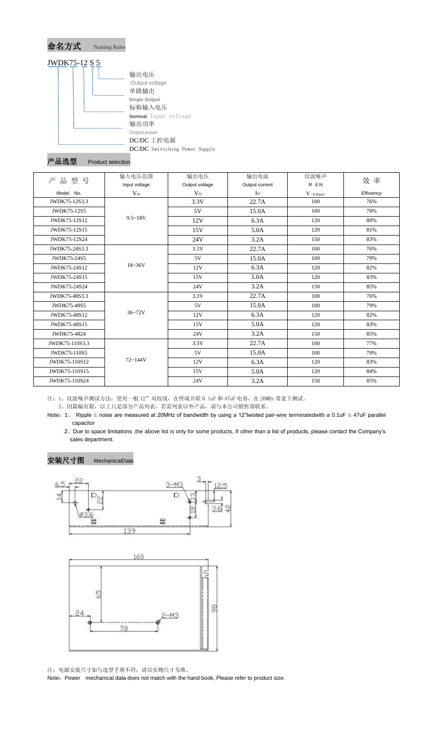## 命名方式 Naming Rules

JWDK75-12 S 5

- 输出电压 Output voltage
- 单路输出 Single Output
- 标称输入电压 Nominal Input voltage
- 输出功率 Output power
- DC/DC 工控电源 DC/DC Swittching Power Supply

## 产品选型 Product selection

| 产 品 型 号<br>Model No. | 输入电压范围<br>Input voltage<br>$V_{in}$ | 输出电压<br>Output voltage<br>$V_O$ | 输出电流<br>Output current<br>$I_O$ | 纹波噪声<br>R &N<br>V (P-P)mV | 效 率<br>Efficiency |
|---|---|---|---|---|---|
| JWDK75-12S3.3 | 9.5~18V | 3.3V | 22.7A | 100 | 76% |
| JWDK75-12S5 | | 5V | 15.0A | 100 | 78% |
| JWDK75-12S12 | | 12V | 6.3A | 120 | 80% |
| JWDK75-12S15 | | 15V | 5.0A | 120 | 81% |
| JWDK75-12S24 | | 24V | 3.2A | 150 | 83% |
| JWDK75-24S3.3 | 18~36V | 3.3V | 22.7A | 100 | 76% |
| JWDK75-24S5 | | 5V | 15.0A | 100 | 79% |
| JWDK75-24S12 | | 12V | 6.3A | 120 | 82% |
| JWDK75-24S15 | | 15V | 5.0A | 120 | 83% |
| JWDK75-24S24 | | 24V | 3.2A | 150 | 85% |
| JWDK75-48S3.3 | 36~72V | 3.3V | 22.7A | 100 | 76% |
| JWDK75-48S5 | | 5V | 15.0A | 100 | 79% |
| JWDK75-48S12 | | 12V | 6.3A | 120 | 82% |
| JWDK75-48S15 | | 15V | 5.0A | 120 | 83% |
| JWDK75-4824 | | 24V | 3.2A | 150 | 85% |
| JWDK75-110S3.3 | 72~144V | 3.3V | 22.7A | 100 | 77% |
| JWDK75-110S5 | | 5V | 15.0A | 100 | 79% |
| JWDK75-110S12 | | 12V | 6.3A | 120 | 83% |
| JWDK75-110S15 | | 15V | 5.0A | 120 | 84% |
| JWDK75-110S24 | | 24V | 3.2A | 150 | 85% |

注：1、纹波噪声测试方法：使用一根 12”双绞线，在终端并联 0.1uF 和 47uF 电容，在 20MHz 带宽下测试。
2、因篇幅有限，以上只是部分产品列表，若需列表以外产品，请与本公司销售部联系。

Note：1、 Ripple & noise are measured at 20MHz of bandwidth by using a 12"twisted pair-wire terminatedwith a 0.1uF & 47uF parallel capacitor

2、Due to space limitations ,the above list is only for some products, If other than a list of products, please contact the Company's sales department.

## 安装尺寸图 MechanicalData

6.5
22
14
22
Ø3.6
139
3-M3
3
12.5
13
18
3.6
42

160
65
24
2-M3
78
98

注：电源安装尺寸如与选型手册不符，请以实物尺寸为准。

Note：Power mechanical data does not match with the hand book, Please refer to product size.